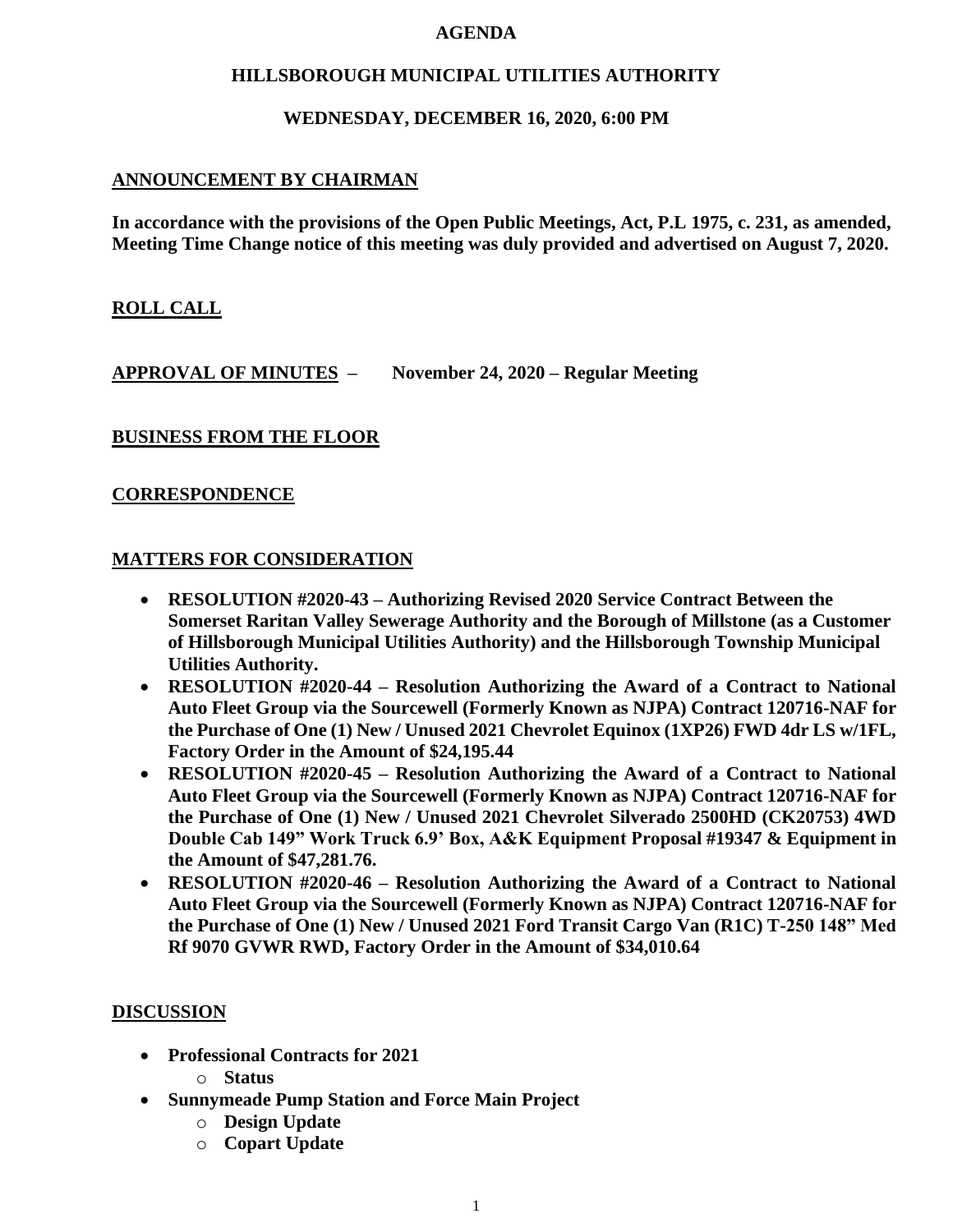# AGENDA

## HILLSBOROUGH MUNICIPAL UTILITIES AUTHORITY

### WEDNESDAY, DECEMBER 16, 2020, 6:00 PM

## ANNOUNCEMENT BY CHAIRMAN

**In accordance with the provisions of the Open Public Meetings, Act, P.L 1975, c. 231, as amended, Meeting Time Change notice of this meeting was duly provided and advertised on August 7, 2020.**

## ROLL CALL

## APPROVAL OF MINUTES – November 24, 2020 – Regular Meeting

## BUSINESS FROM THE FLOOR

## CORRESPONDENCE

## MATTERS FOR CONSIDERATION

- **RESOLUTION #2020-43 – Authorizing Revised 2020 Service Contract Between the Somerset Raritan Valley Sewerage Authority and the Borough of Millstone (as a Customer of Hillsborough Municipal Utilities Authority) and the Hillsborough Township Municipal Utilities Authority.**
- **RESOLUTION #2020-44 – Resolution Authorizing the Award of a Contract to National Auto Fleet Group via the Sourcewell (Formerly Known as NJPA) Contract 120716-NAF for the Purchase of One (1) New / Unused 2021 Chevrolet Equinox (1XP26) FWD 4dr LS w/1FL, Factory Order in the Amount of $24,195.44**
- **RESOLUTION #2020-45 – Resolution Authorizing the Award of a Contract to National Auto Fleet Group via the Sourcewell (Formerly Known as NJPA) Contract 120716-NAF for the Purchase of One (1) New / Unused 2021 Chevrolet Silverado 2500HD (CK20753) 4WD Double Cab 149" Work Truck 6.9' Box, A&K Equipment Proposal #19347 & Equipment in the Amount of $47,281.76.**
- **RESOLUTION #2020-46 – Resolution Authorizing the Award of a Contract to National Auto Fleet Group via the Sourcewell (Formerly Known as NJPA) Contract 120716-NAF for the Purchase of One (1) New / Unused 2021 Ford Transit Cargo Van (R1C) T-250 148" Med Rf 9070 GVWR RWD, Factory Order in the Amount of $34,010.64**

## DISCUSSION

- **Professional Contracts for 2021**
  - **Status**
- **Sunnymeade Pump Station and Force Main Project**
  - **Design Update**
  - **Copart Update**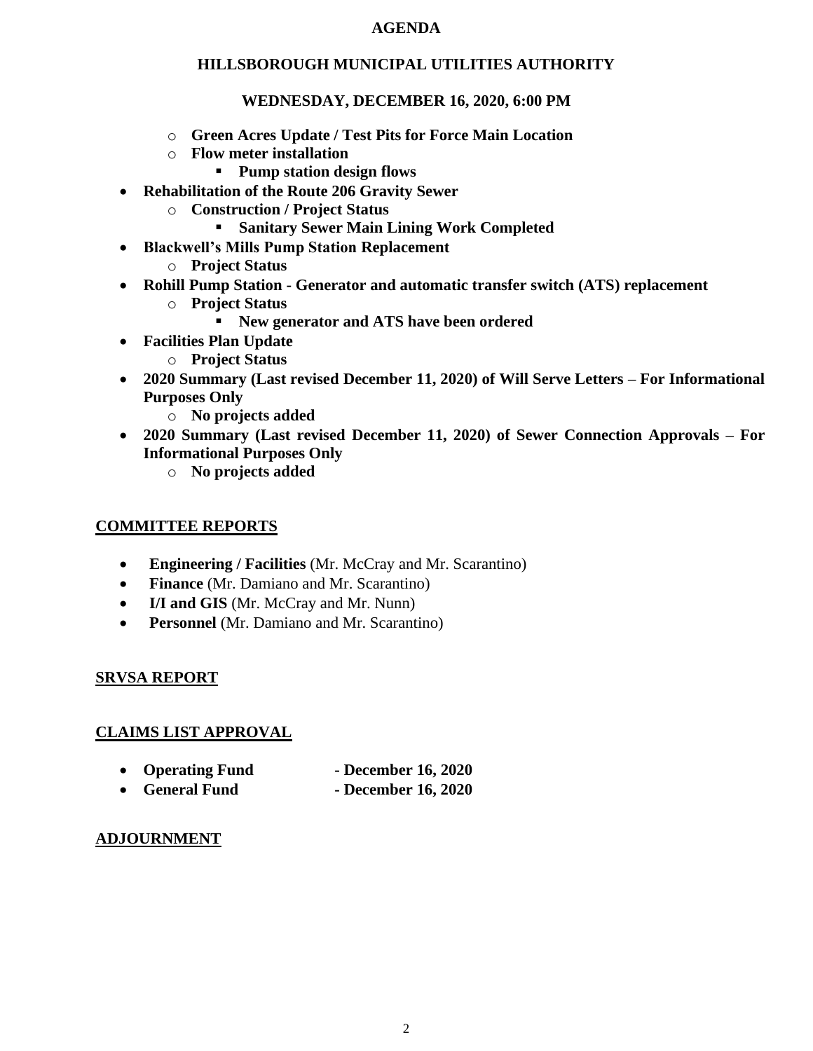**AGENDA**

**HILLSBOROUGH MUNICIPAL UTILITIES AUTHORITY**

**WEDNESDAY, DECEMBER 16, 2020, 6:00 PM**

- **Green Acres Update / Test Pits for Force Main Location**
- **Flow meter installation**
    - **Pump station design flows**

- **Rehabilitation of the Route 206 Gravity Sewer**
    - **Construction / Project Status**
        - **Sanitary Sewer Main Lining Work Completed**
- **Blackwell's Mills Pump Station Replacement**
    - **Project Status**
- **Rohill Pump Station - Generator and automatic transfer switch (ATS) replacement**
    - **Project Status**
        - **New generator and ATS have been ordered**
- **Facilities Plan Update**
    - **Project Status**
- **2020 Summary (Last revised December 11, 2020) of Will Serve Letters – For Informational Purposes Only**
    - **No projects added**
- **2020 Summary (Last revised December 11, 2020) of Sewer Connection Approvals – For Informational Purposes Only**
    - **No projects added**

## COMMITTEE REPORTS

- **Engineering / Facilities** (Mr. McCray and Mr. Scarantino)
- **Finance** (Mr. Damiano and Mr. Scarantino)
- **I/I and GIS** (Mr. McCray and Mr. Nunn)
- **Personnel** (Mr. Damiano and Mr. Scarantino)

## SRVSA REPORT

## CLAIMS LIST APPROVAL

- **Operating Fund - December 16, 2020**
- **General Fund - December 16, 2020**

## ADJOURNMENT